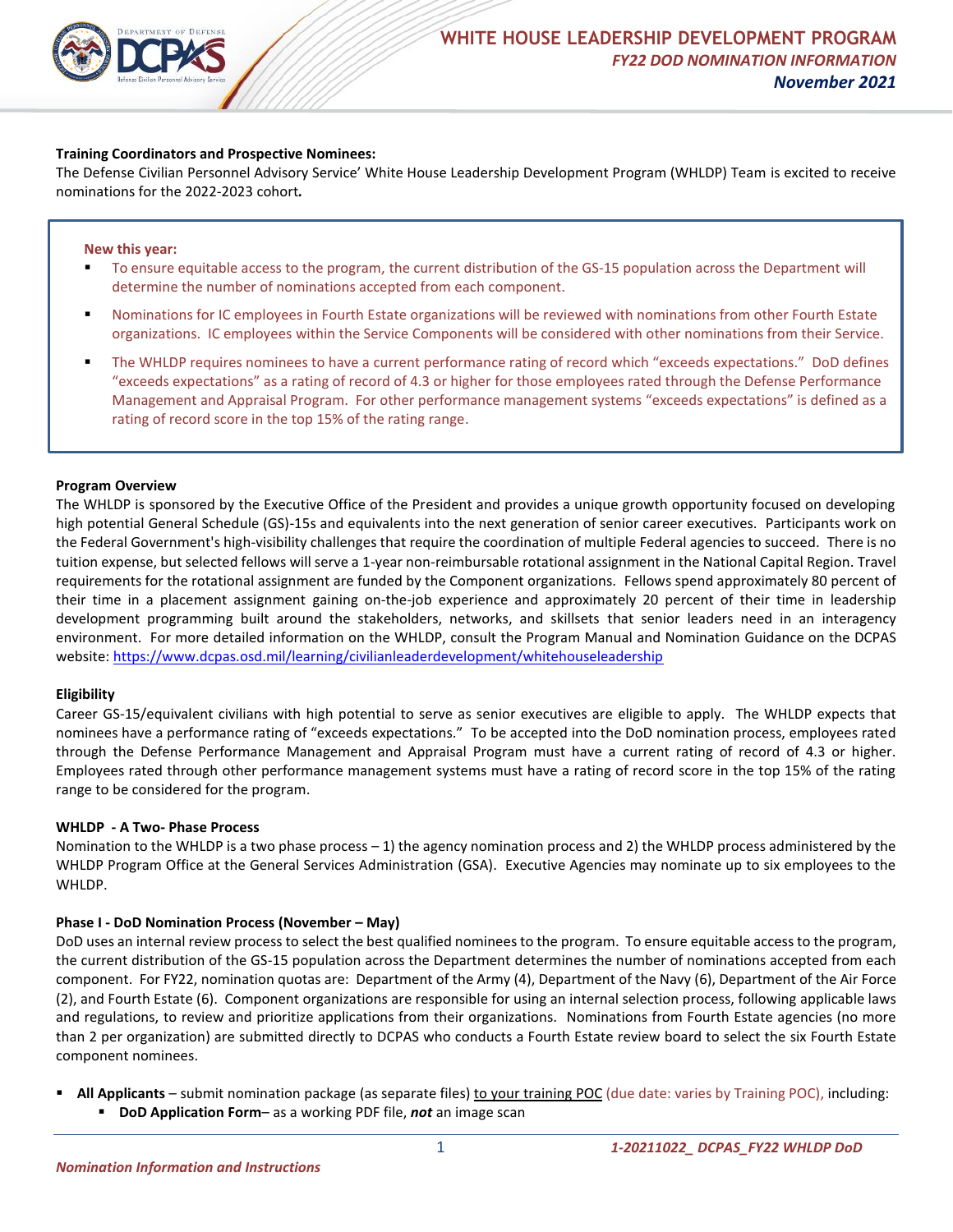# WHITE HOUSE LEADERSHIP DEVELOPMENT PROGRAM

## *FY22 DOD NOMINATION INFORMATION*

***November 2021***

**Training Coordinators and Prospective Nominees:**
The Defense Civilian Personnel Advisory Service' White House Leadership Development Program (WHLDP) Team is excited to receive nominations for the 2022-2023 cohort*.*

**New this year:**

- To ensure equitable access to the program, the current distribution of the GS-15 population across the Department will determine the number of nominations accepted from each component.
- Nominations for IC employees in Fourth Estate organizations will be reviewed with nominations from other Fourth Estate organizations. IC employees within the Service Components will be considered with other nominations from their Service.
- The WHLDP requires nominees to have a current performance rating of record which "exceeds expectations." DoD defines "exceeds expectations" as a rating of record of 4.3 or higher for those employees rated through the Defense Performance Management and Appraisal Program. For other performance management systems "exceeds expectations" is defined as a rating of record score in the top 15% of the rating range.

**Program Overview**
The WHLDP is sponsored by the Executive Office of the President and provides a unique growth opportunity focused on developing high potential General Schedule (GS)-15s and equivalents into the next generation of senior career executives. Participants work on the Federal Government's high-visibility challenges that require the coordination of multiple Federal agencies to succeed. There is no tuition expense, but selected fellows will serve a 1-year non-reimbursable rotational assignment in the National Capital Region. Travel requirements for the rotational assignment are funded by the Component organizations. Fellows spend approximately 80 percent of their time in a placement assignment gaining on-the-job experience and approximately 20 percent of their time in leadership development programming built around the stakeholders, networks, and skillsets that senior leaders need in an interagency environment. For more detailed information on the WHLDP, consult the Program Manual and Nomination Guidance on the DCPAS website: https://www.dcpas.osd.mil/learning/civilianleaderdevelopment/whitehouseleadership

**Eligibility**
Career GS-15/equivalent civilians with high potential to serve as senior executives are eligible to apply. The WHLDP expects that nominees have a performance rating of "exceeds expectations." To be accepted into the DoD nomination process, employees rated through the Defense Performance Management and Appraisal Program must have a current rating of record of 4.3 or higher. Employees rated through other performance management systems must have a rating of record score in the top 15% of the rating range to be considered for the program.

**WHLDP - A Two- Phase Process**
Nomination to the WHLDP is a two phase process – 1) the agency nomination process and 2) the WHLDP process administered by the WHLDP Program Office at the General Services Administration (GSA). Executive Agencies may nominate up to six employees to the WHLDP.

**Phase I - DoD Nomination Process (November – May)**
DoD uses an internal review process to select the best qualified nominees to the program. To ensure equitable access to the program, the current distribution of the GS-15 population across the Department determines the number of nominations accepted from each component. For FY22, nomination quotas are: Department of the Army (4), Department of the Navy (6), Department of the Air Force (2), and Fourth Estate (6). Component organizations are responsible for using an internal selection process, following applicable laws and regulations, to review and prioritize applications from their organizations. Nominations from Fourth Estate agencies (no more than 2 per organization) are submitted directly to DCPAS who conducts a Fourth Estate review board to select the six Fourth Estate component nominees.

- **All Applicants** – submit nomination package (as separate files) to your training POC (due date: varies by Training POC), including:
  - **DoD Application Form**– as a working PDF file, ***not*** an image scan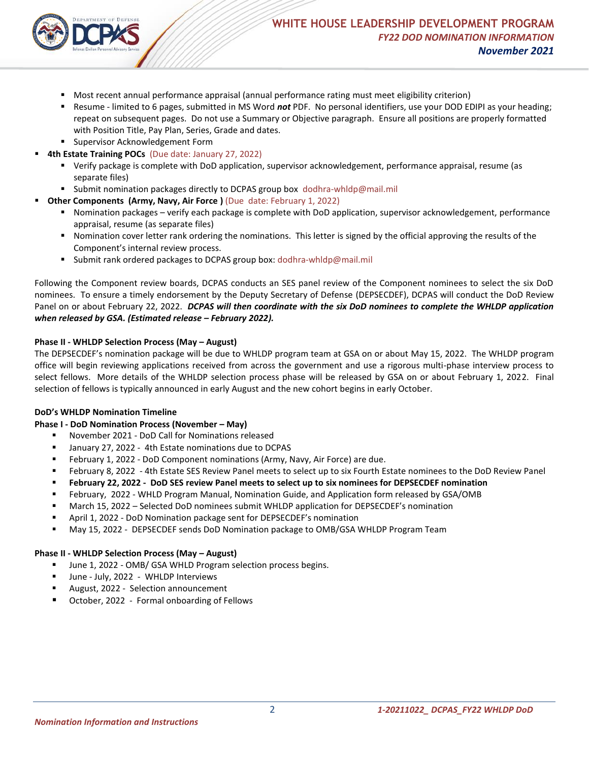- Most recent annual performance appraisal (annual performance rating must meet eligibility criterion)
  - Resume - limited to 6 pages, submitted in MS Word ***not*** PDF. No personal identifiers, use your DOD EDIPI as your heading; repeat on subsequent pages. Do not use a Summary or Objective paragraph. Ensure all positions are properly formatted with Position Title, Pay Plan, Series, Grade and dates.
  - Supervisor Acknowledgement Form
- **4th Estate Training POCs** (Due date: January 27, 2022)
  - Verify package is complete with DoD application, supervisor acknowledgement, performance appraisal, resume (as separate files)
  - Submit nomination packages directly to DCPAS group box dodhra-whldp@mail.mil
- **Other Components (Army, Navy, Air Force )** (Due date: February 1, 2022)
  - Nomination packages – verify each package is complete with DoD application, supervisor acknowledgement, performance appraisal, resume (as separate files)
  - Nomination cover letter rank ordering the nominations. This letter is signed by the official approving the results of the Component's internal review process.
  - Submit rank ordered packages to DCPAS group box: dodhra-whldp@mail.mil

Following the Component review boards, DCPAS conducts an SES panel review of the Component nominees to select the six DoD nominees. To ensure a timely endorsement by the Deputy Secretary of Defense (DEPSECDEF), DCPAS will conduct the DoD Review Panel on or about February 22, 2022. ***DCPAS will then coordinate with the six DoD nominees to complete the WHLDP application when released by GSA. (Estimated release – February 2022).***

**Phase II - WHLDP Selection Process (May – August)**

The DEPSECDEF's nomination package will be due to WHLDP program team at GSA on or about May 15, 2022. The WHLDP program office will begin reviewing applications received from across the government and use a rigorous multi-phase interview process to select fellows. More details of the WHLDP selection process phase will be released by GSA on or about February 1, 2022. Final selection of fellows is typically announced in early August and the new cohort begins in early October.

**DoD's WHLDP Nomination Timeline**

**Phase I - DoD Nomination Process (November – May)**

- November 2021 - DoD Call for Nominations released
- January 27, 2022 - 4th Estate nominations due to DCPAS
- February 1, 2022 - DoD Component nominations (Army, Navy, Air Force) are due.
- February 8, 2022 - 4th Estate SES Review Panel meets to select up to six Fourth Estate nominees to the DoD Review Panel
- **February 22, 2022 - DoD SES review Panel meets to select up to six nominees for DEPSECDEF nomination**
- February, 2022 - WHLD Program Manual, Nomination Guide, and Application form released by GSA/OMB
- March 15, 2022 – Selected DoD nominees submit WHLDP application for DEPSECDEF's nomination
- April 1, 2022 - DoD Nomination package sent for DEPSECDEF's nomination
- May 15, 2022 - DEPSECDEF sends DoD Nomination package to OMB/GSA WHLDP Program Team

**Phase II - WHLDP Selection Process (May – August)**

- June 1, 2022 - OMB/ GSA WHLD Program selection process begins.
- June - July, 2022 - WHLDP Interviews
- August, 2022 - Selection announcement
- October, 2022 - Formal onboarding of Fellows